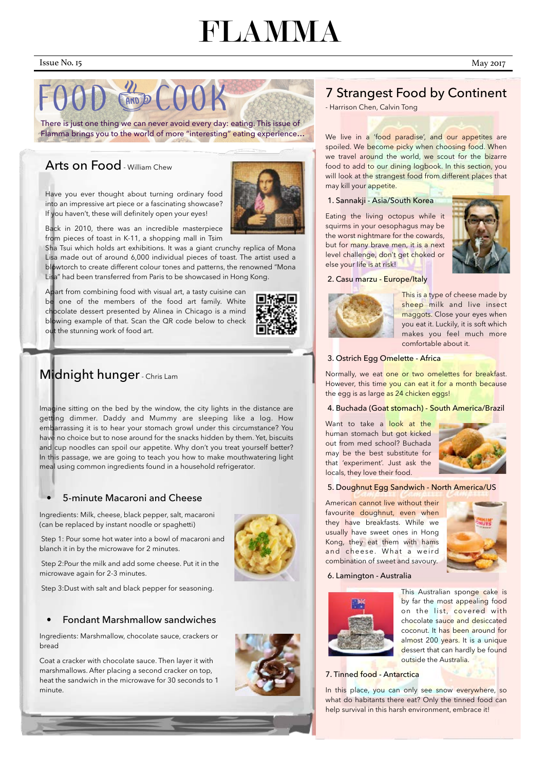# FLAMMA

Issue No. 15 May 2017

## FOOD AND COOK

There is just one thing we can never avoid every day: eating. This issue of Flamma brings you to the world of more "interesting" eating experience...

## Arts on Food - William Chew

Have you ever thought about turning ordinary food into an impressive art piece or a fascinating showcase? If you haven't, these will definitely open your eyes!

Back in 2010, there was an incredible masterpiece from pieces of toast in K-11, a shopping mall in Tsim Sha Tsui which holds art exhibitions. It was a giant crunchy replica of Mona Lisa made out of around 6,000 individual pieces of toast. The artist used a blowtorch to create different colour tones and patterns, the renowned "Mona Lisa" had been transferred from Paris to be showcased in Hong Kong.

Apart from combining food with visual art, a tasty cuisine can be one of the members of the food art family. White chocolate dessert presented by Alinea in Chicago is a mind blowing example of that. Scan the QR code below to check out the stunning work of food art.

## Midnight hunger - Chris Lam

Imagine sitting on the bed by the window, the city lights in the distance are getting dimmer. Daddy and Mummy are sleeping like a log. How embarrassing it is to hear your stomach growl under this circumstance? You have no choice but to nose around for the snacks hidden by them. Yet, biscuits and cup noodles can spoil our appetite. Why don't you treat yourself better? In this passage, we are going to teach you how to make mouthwatering light meal using common ingredients found in a household refrigerator.

- ### 5-minute Macaroni and Cheese

Ingredients: Milk, cheese, black pepper, salt, macaroni (can be replaced by instant noodle or spaghetti)

Step 1: Pour some hot water into a bowl of macaroni and blanch it in by the microwave for 2 minutes.

Step 2:Pour the milk and add some cheese. Put it in the microwave again for 2-3 minutes.

Step 3:Dust with salt and black pepper for seasoning.

- ### Fondant Marshmallow sandwiches

Ingredients: Marshmallow, chocolate sauce, crackers or bread

Coat a cracker with chocolate sauce. Then layer it with marshmallows. After placing a second cracker on top, heat the sandwich in the microwave for 30 seconds to 1 minute.

## 7 Strangest Food by Continent

- Harrison Chen, Calvin Tong

We live in a 'food paradise', and our appetites are spoiled. We become picky when choosing food. When we travel around the world, we scout for the bizarre food to add to our dining logbook. In this section, you will look at the strangest food from different places that may kill your appetite.

### 1. Sannakji - Asia/South Korea

Eating the living octopus while it squirms in your oesophagus may be the worst nightmare for the cowards, but for many brave men, it is a next level challenge, don't get choked or else your life is at risk!

### 2. Casu marzu - Europe/Italy

This is a type of cheese made by sheep milk and live insect maggots. Close your eyes when you eat it. Luckily, it is soft which makes you feel much more comfortable about it.

### 3. Ostrich Egg Omelette - Africa

Normally, we eat one or two omelettes for breakfast. However, this time you can eat it for a month because the egg is as large as 24 chicken eggs!

### 4. Buchada (Goat stomach) - South America/Brazil

Want to take a look at the human stomach but got kicked out from med school? Buchada may be the best substitute for that 'experiment'. Just ask the locals, they love their food.

### 5. Doughnut Egg Sandwich - North America/US

American cannot live without their favourite doughnut, even when they have breakfasts. While we usually have sweet ones in Hong Kong, they eat them with hams and cheese. What a weird combination of sweet and savoury.

### 6. Lamington - Australia

This Australian sponge cake is by far the most appealing food on the list, covered with chocolate sauce and desiccated coconut. It has been around for almost 200 years. It is a unique dessert that can hardly be found outside the Australia.

### 7. Tinned food - Antarctica

In this place, you can only see snow everywhere, so what do habitants there eat? Only the tinned food can help survival in this harsh environment, embrace it!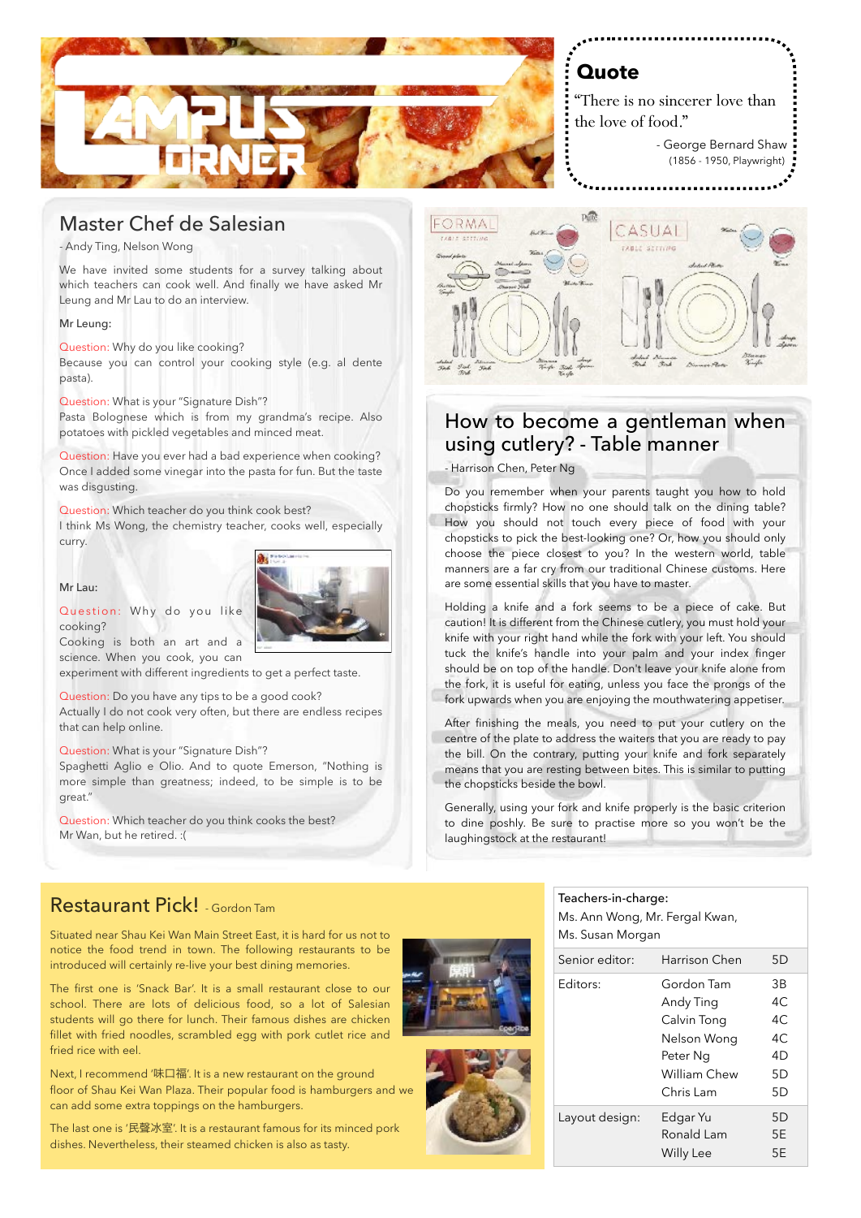# Campus Corner

## Quote

"There is no sincerer love than the love of food."

- George Bernard Shaw (1856 - 1950, Playwright)

## Master Chef de Salesian

- Andy Ting, Nelson Wong

We have invited some students for a survey talking about which teachers can cook well. And finally we have asked Mr Leung and Mr Lau to do an interview.

Mr Leung:

Question: Why do you like cooking?
Because you can control your cooking style (e.g. al dente pasta).

Question: What is your "Signature Dish"?
Pasta Bolognese which is from my grandma's recipe. Also potatoes with pickled vegetables and minced meat.

Question: Have you ever had a bad experience when cooking?
Once I added some vinegar into the pasta for fun. But the taste was disgusting.

Question: Which teacher do you think cook best?
I think Ms Wong, the chemistry teacher, cooks well, especially curry.

Mr Lau:

Question: Why do you like cooking?
Cooking is both an art and a science. When you cook, you can experiment with different ingredients to get a perfect taste.

Question: Do you have any tips to be a good cook?
Actually I do not cook very often, but there are endless recipes that can help online.

Question: What is your "Signature Dish"?
Spaghetti Aglio e Olio. And to quote Emerson, "Nothing is more simple than greatness; indeed, to be simple is to be great."

Question: Which teacher do you think cooks the best?
Mr Wan, but he retired. :(

## How to become a gentleman when using cutlery? - Table manner

- Harrison Chen, Peter Ng

Do you remember when your parents taught you how to hold chopsticks firmly? How no one should talk on the dining table? How you should not touch every piece of food with your chopsticks to pick the best-looking one? Or, how you should only choose the piece closest to you? In the western world, table manners are a far cry from our traditional Chinese customs. Here are some essential skills that you have to master.

Holding a knife and a fork seems to be a piece of cake. But caution! It is different from the Chinese cutlery, you must hold your knife with your right hand while the fork with your left. You should tuck the knife's handle into your palm and your index finger should be on top of the handle. Don't leave your knife alone from the fork, it is useful for eating, unless you face the prongs of the fork upwards when you are enjoying the mouthwatering appetiser.

After finishing the meals, you need to put your cutlery on the centre of the plate to address the waiters that you are ready to pay the bill. On the contrary, putting your knife and fork separately means that you are resting between bites. This is similar to putting the chopsticks beside the bowl.

Generally, using your fork and knife properly is the basic criterion to dine poshly. Be sure to practise more so you won't be the laughingstock at the restaurant!

## Restaurant Pick! - Gordon Tam

Situated near Shau Kei Wan Main Street East, it is hard for us not to notice the food trend in town. The following restaurants to be introduced will certainly re-live your best dining memories.

The first one is 'Snack Bar'. It is a small restaurant close to our school. There are lots of delicious food, so a lot of Salesian students will go there for lunch. Their famous dishes are chicken fillet with fried noodles, scrambled egg with pork cutlet rice and fried rice with eel.

Next, I recommend '味口福'. It is a new restaurant on the ground floor of Shau Kei Wan Plaza. Their popular food is hamburgers and we can add some extra toppings on the hamburgers.

The last one is '民聲冰室'. It is a restaurant famous for its minced pork dishes. Nevertheless, their steamed chicken is also as tasty.

Teachers-in-charge:
Ms. Ann Wong, Mr. Fergal Kwan, Ms. Susan Morgan

| | | |
|---|---|---|
| Senior editor: | Harrison Chen | 5D |
| Editors: | Gordon Tam | 3B |
| | Andy Ting | 4C |
| | Calvin Tong | 4C |
| | Nelson Wong | 4C |
| | Peter Ng | 4D |
| | William Chew | 5D |
| | Chris Lam | 5D |
| Layout design: | Edgar Yu | 5D |
| | Ronald Lam | 5E |
| | Willy Lee | 5E |